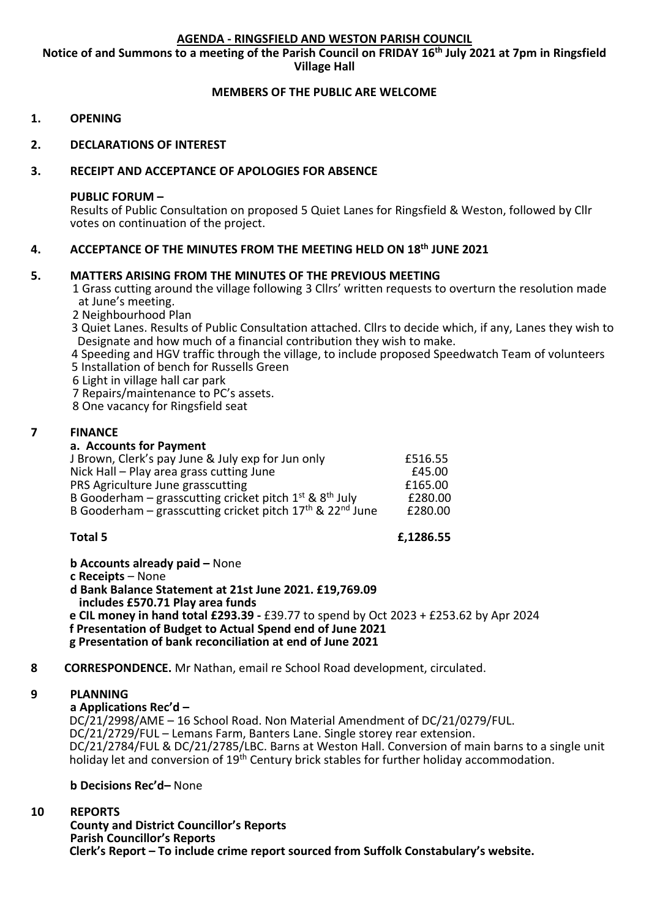# AGENDA - RINGSFIELD AND WESTON PARISH COUNCIL

**Notice of and Summons to a meeting of the Parish Council on FRIDAY 16th July 2021 at 7pm in Ringsfield Village Hall**

**MEMBERS OF THE PUBLIC ARE WELCOME**

**1. OPENING**

**2. DECLARATIONS OF INTEREST**

**3. RECEIPT AND ACCEPTANCE OF APOLOGIES FOR ABSENCE**

**PUBLIC FORUM –**
Results of Public Consultation on proposed 5 Quiet Lanes for Ringsfield & Weston, followed by Cllr votes on continuation of the project.

**4. ACCEPTANCE OF THE MINUTES FROM THE MEETING HELD ON 18th JUNE 2021**

**5. MATTERS ARISING FROM THE MINUTES OF THE PREVIOUS MEETING**

1 Grass cutting around the village following 3 Cllrs' written requests to overturn the resolution made at June's meeting.
2 Neighbourhood Plan
3 Quiet Lanes. Results of Public Consultation attached. Cllrs to decide which, if any, Lanes they wish to Designate and how much of a financial contribution they wish to make.
4 Speeding and HGV traffic through the village, to include proposed Speedwatch Team of volunteers
5 Installation of bench for Russells Green
6 Light in village hall car park
7 Repairs/maintenance to PC's assets.
8 One vacancy for Ringsfield seat

**7 FINANCE**

**a. Accounts for Payment**

| | |
|---|---|
| J Brown, Clerk's pay June & July exp for Jun only | £516.55 |
| Nick Hall – Play area grass cutting June | £45.00 |
| PRS Agriculture June grasscutting | £165.00 |
| B Gooderham – grasscutting cricket pitch 1st & 8th July | £280.00 |
| B Gooderham – grasscutting cricket pitch 17th & 22nd June | £280.00 |
| **Total 5** | **£,1286.55** |

**b Accounts already paid –** None
**c Receipts** – None
**d Bank Balance Statement at 21st June 2021. £19,769.09 includes £570.71 Play area funds**
**e CIL money in hand total £293.39 -** £39.77 to spend by Oct 2023 + £253.62 by Apr 2024
**f Presentation of Budget to Actual Spend end of June 2021**
**g Presentation of bank reconciliation at end of June 2021**

**8 CORRESPONDENCE.** Mr Nathan, email re School Road development, circulated.

**9 PLANNING**

**a Applications Rec'd –**
DC/21/2998/AME – 16 School Road. Non Material Amendment of DC/21/0279/FUL.
DC/21/2729/FUL – Lemans Farm, Banters Lane. Single storey rear extension.
DC/21/2784/FUL & DC/21/2785/LBC. Barns at Weston Hall. Conversion of main barns to a single unit holiday let and conversion of 19th Century brick stables for further holiday accommodation.

**b Decisions Rec'd–** None

**10 REPORTS**
**County and District Councillor's Reports**
**Parish Councillor's Reports**
**Clerk's Report – To include crime report sourced from Suffolk Constabulary's website.**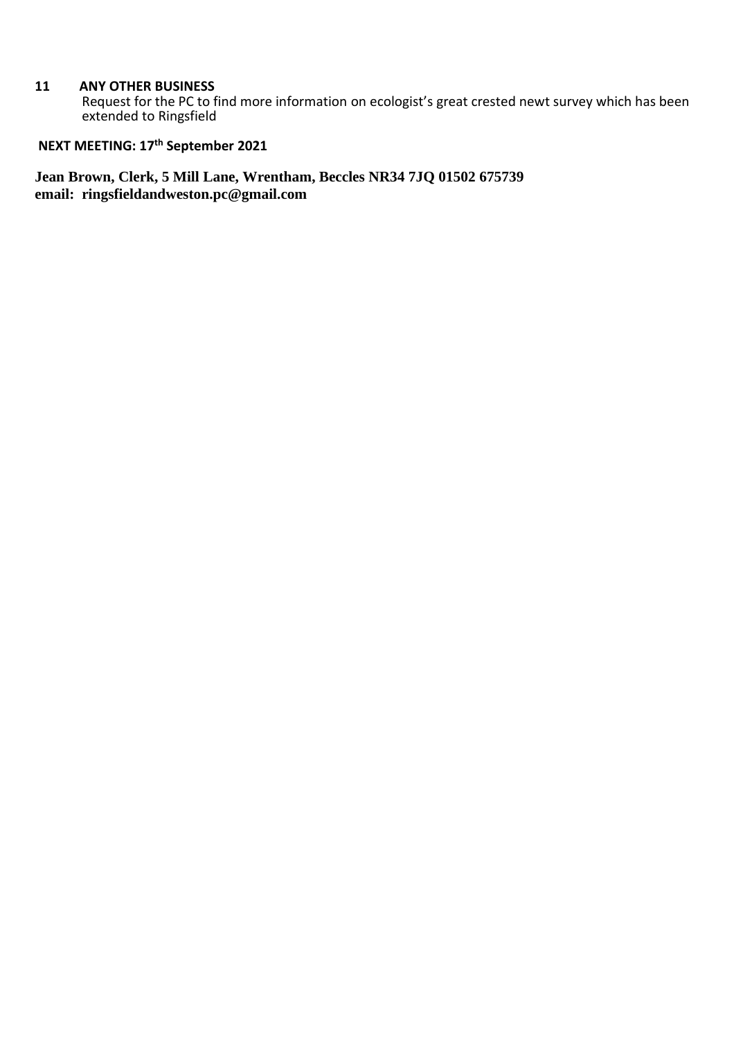**11 ANY OTHER BUSINESS**

Request for the PC to find more information on ecologist's great crested newt survey which has been extended to Ringsfield

**NEXT MEETING: 17th September 2021**

**Jean Brown, Clerk, 5 Mill Lane, Wrentham, Beccles NR34 7JQ 01502 675739**
**email: ringsfieldandweston.pc@gmail.com**